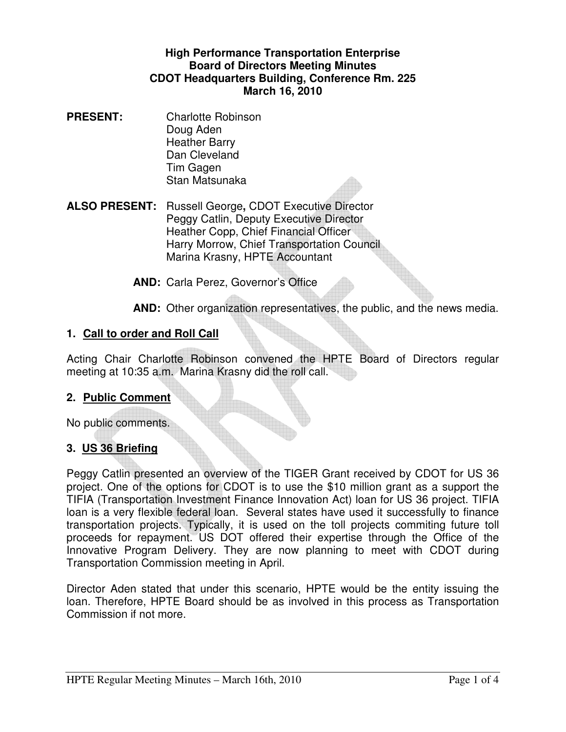**High Performance Transportation Enterprise**
**Board of Directors Meeting Minutes**
**CDOT Headquarters Building, Conference Rm. 225**
**March 16, 2010**

**PRESENT:**
Charlotte Robinson
Doug Aden
Heather Barry
Dan Cleveland
Tim Gagen
Stan Matsunaka

**ALSO PRESENT:**
Russell George**,** CDOT Executive Director
Peggy Catlin, Deputy Executive Director
Heather Copp, Chief Financial Officer
Harry Morrow, Chief Transportation Council
Marina Krasny, HPTE Accountant

**AND:** Carla Perez, Governor's Office

**AND:** Other organization representatives, the public, and the news media.

## 1. Call to order and Roll Call

Acting Chair Charlotte Robinson convened the HPTE Board of Directors regular meeting at 10:35 a.m. Marina Krasny did the roll call.

## 2. Public Comment

No public comments.

## 3. US 36 Briefing

Peggy Catlin presented an overview of the TIGER Grant received by CDOT for US 36 project. One of the options for CDOT is to use the $10 million grant as a support the TIFIA (Transportation Investment Finance Innovation Act) loan for US 36 project. TIFIA loan is a very flexible federal loan. Several states have used it successfully to finance transportation projects. Typically, it is used on the toll projects commiting future toll proceeds for repayment. US DOT offered their expertise through the Office of the Innovative Program Delivery. They are now planning to meet with CDOT during Transportation Commission meeting in April.

Director Aden stated that under this scenario, HPTE would be the entity issuing the loan. Therefore, HPTE Board should be as involved in this process as Transportation Commission if not more.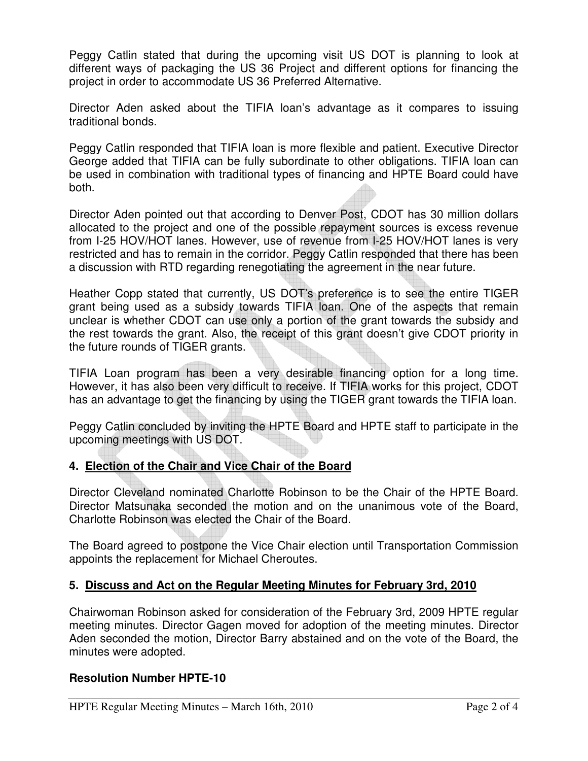Peggy Catlin stated that during the upcoming visit US DOT is planning to look at different ways of packaging the US 36 Project and different options for financing the project in order to accommodate US 36 Preferred Alternative.

Director Aden asked about the TIFIA loan's advantage as it compares to issuing traditional bonds.

Peggy Catlin responded that TIFIA loan is more flexible and patient. Executive Director George added that TIFIA can be fully subordinate to other obligations. TIFIA loan can be used in combination with traditional types of financing and HPTE Board could have both.

Director Aden pointed out that according to Denver Post, CDOT has 30 million dollars allocated to the project and one of the possible repayment sources is excess revenue from I-25 HOV/HOT lanes. However, use of revenue from I-25 HOV/HOT lanes is very restricted and has to remain in the corridor. Peggy Catlin responded that there has been a discussion with RTD regarding renegotiating the agreement in the near future.

Heather Copp stated that currently, US DOT's preference is to see the entire TIGER grant being used as a subsidy towards TIFIA loan. One of the aspects that remain unclear is whether CDOT can use only a portion of the grant towards the subsidy and the rest towards the grant. Also, the receipt of this grant doesn't give CDOT priority in the future rounds of TIGER grants.

TIFIA Loan program has been a very desirable financing option for a long time. However, it has also been very difficult to receive. If TIFIA works for this project, CDOT has an advantage to get the financing by using the TIGER grant towards the TIFIA loan.

Peggy Catlin concluded by inviting the HPTE Board and HPTE staff to participate in the upcoming meetings with US DOT.

## 4. Election of the Chair and Vice Chair of the Board

Director Cleveland nominated Charlotte Robinson to be the Chair of the HPTE Board. Director Matsunaka seconded the motion and on the unanimous vote of the Board, Charlotte Robinson was elected the Chair of the Board.

The Board agreed to postpone the Vice Chair election until Transportation Commission appoints the replacement for Michael Cheroutes.

## 5. Discuss and Act on the Regular Meeting Minutes for February 3rd, 2010

Chairwoman Robinson asked for consideration of the February 3rd, 2009 HPTE regular meeting minutes. Director Gagen moved for adoption of the meeting minutes. Director Aden seconded the motion, Director Barry abstained and on the vote of the Board, the minutes were adopted.

**Resolution Number HPTE-10**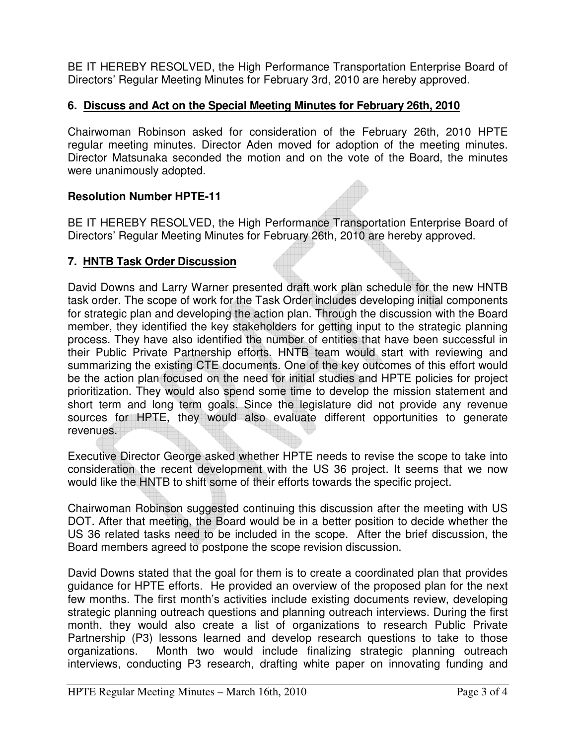BE IT HEREBY RESOLVED, the High Performance Transportation Enterprise Board of Directors' Regular Meeting Minutes for February 3rd, 2010 are hereby approved.

## 6. Discuss and Act on the Special Meeting Minutes for February 26th, 2010

Chairwoman Robinson asked for consideration of the February 26th, 2010 HPTE regular meeting minutes. Director Aden moved for adoption of the meeting minutes. Director Matsunaka seconded the motion and on the vote of the Board, the minutes were unanimously adopted.

**Resolution Number HPTE-11**

BE IT HEREBY RESOLVED, the High Performance Transportation Enterprise Board of Directors' Regular Meeting Minutes for February 26th, 2010 are hereby approved.

## 7. HNTB Task Order Discussion

David Downs and Larry Warner presented draft work plan schedule for the new HNTB task order. The scope of work for the Task Order includes developing initial components for strategic plan and developing the action plan. Through the discussion with the Board member, they identified the key stakeholders for getting input to the strategic planning process. They have also identified the number of entities that have been successful in their Public Private Partnership efforts. HNTB team would start with reviewing and summarizing the existing CTE documents. One of the key outcomes of this effort would be the action plan focused on the need for initial studies and HPTE policies for project prioritization. They would also spend some time to develop the mission statement and short term and long term goals. Since the legislature did not provide any revenue sources for HPTE, they would also evaluate different opportunities to generate revenues.

Executive Director George asked whether HPTE needs to revise the scope to take into consideration the recent development with the US 36 project. It seems that we now would like the HNTB to shift some of their efforts towards the specific project.

Chairwoman Robinson suggested continuing this discussion after the meeting with US DOT. After that meeting, the Board would be in a better position to decide whether the US 36 related tasks need to be included in the scope. After the brief discussion, the Board members agreed to postpone the scope revision discussion.

David Downs stated that the goal for them is to create a coordinated plan that provides guidance for HPTE efforts. He provided an overview of the proposed plan for the next few months. The first month's activities include existing documents review, developing strategic planning outreach questions and planning outreach interviews. During the first month, they would also create a list of organizations to research Public Private Partnership (P3) lessons learned and develop research questions to take to those organizations. Month two would include finalizing strategic planning outreach interviews, conducting P3 research, drafting white paper on innovating funding and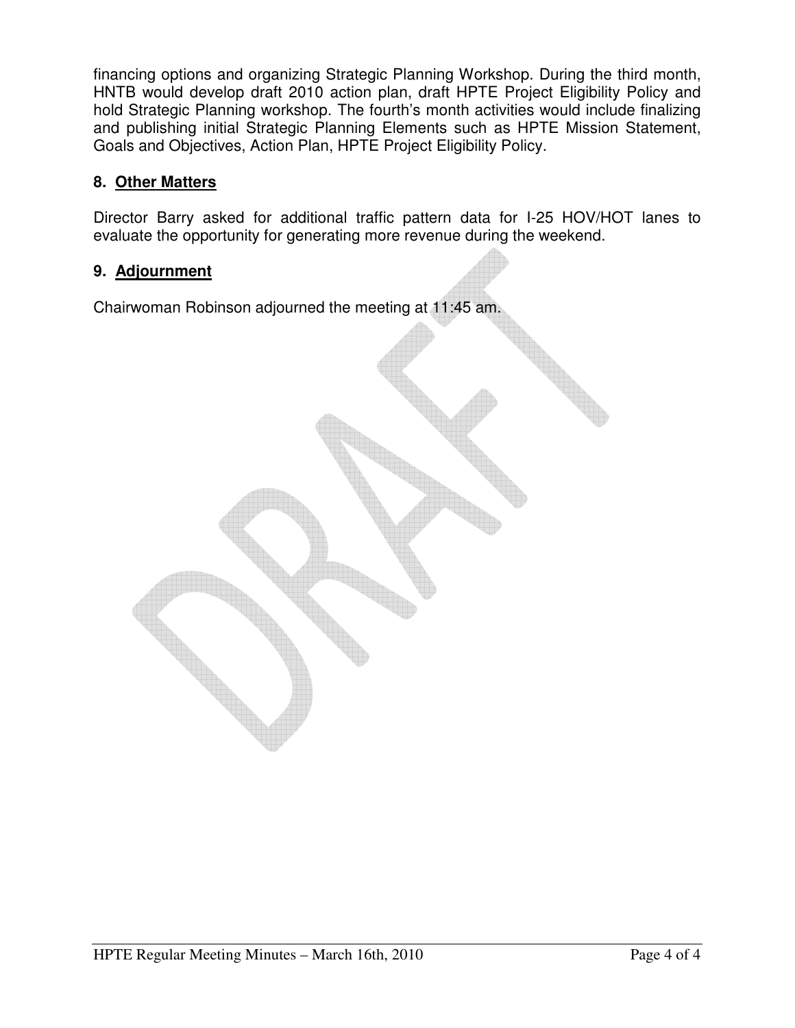financing options and organizing Strategic Planning Workshop. During the third month, HNTB would develop draft 2010 action plan, draft HPTE Project Eligibility Policy and hold Strategic Planning workshop. The fourth's month activities would include finalizing and publishing initial Strategic Planning Elements such as HPTE Mission Statement, Goals and Objectives, Action Plan, HPTE Project Eligibility Policy.

## 8. Other Matters

Director Barry asked for additional traffic pattern data for I-25 HOV/HOT lanes to evaluate the opportunity for generating more revenue during the weekend.

## 9. Adjournment

Chairwoman Robinson adjourned the meeting at 11:45 am.